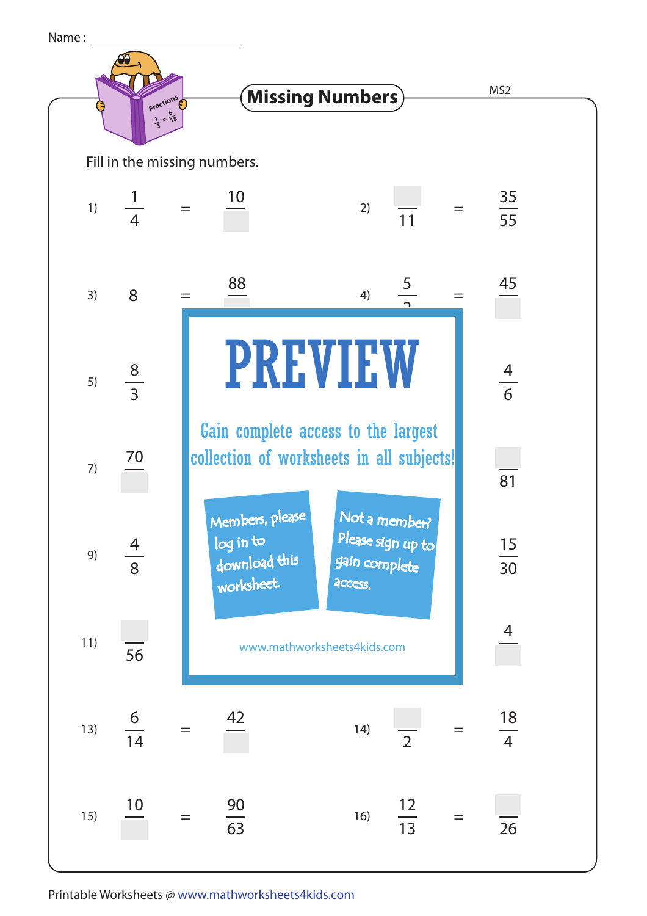Name : ________________

# Missing Numbers

MS2

Fill in the missing numbers.

1) $\frac{1}{4} = \frac{10}{\square}$

2) $\frac{\square}{11} = \frac{35}{55}$

3) $8 = \frac{88}{\square}$

4) $\frac{5}{?} = \frac{45}{\square}$

5) $\frac{8}{3}$ ... $\frac{4}{6}$

7) $\frac{70}{\square}$ ... $\frac{\square}{81}$

9) $\frac{4}{8}$ ... $\frac{15}{30}$

11) $\frac{\square}{56}$ ... $\frac{4}{\square}$

**PREVIEW**

Gain complete access to the largest collection of worksheets in all subjects!

Members, please log in to download this worksheet.

Not a member? Please sign up to gain complete access.

www.mathworksheets4kids.com

13) $\frac{6}{14} = \frac{42}{\square}$

14) $\frac{\square}{2} = \frac{18}{4}$

15) $\frac{10}{\square} = \frac{90}{63}$

16) $\frac{12}{13} = \frac{\square}{26}$

Printable Worksheets @ www.mathworksheets4kids.com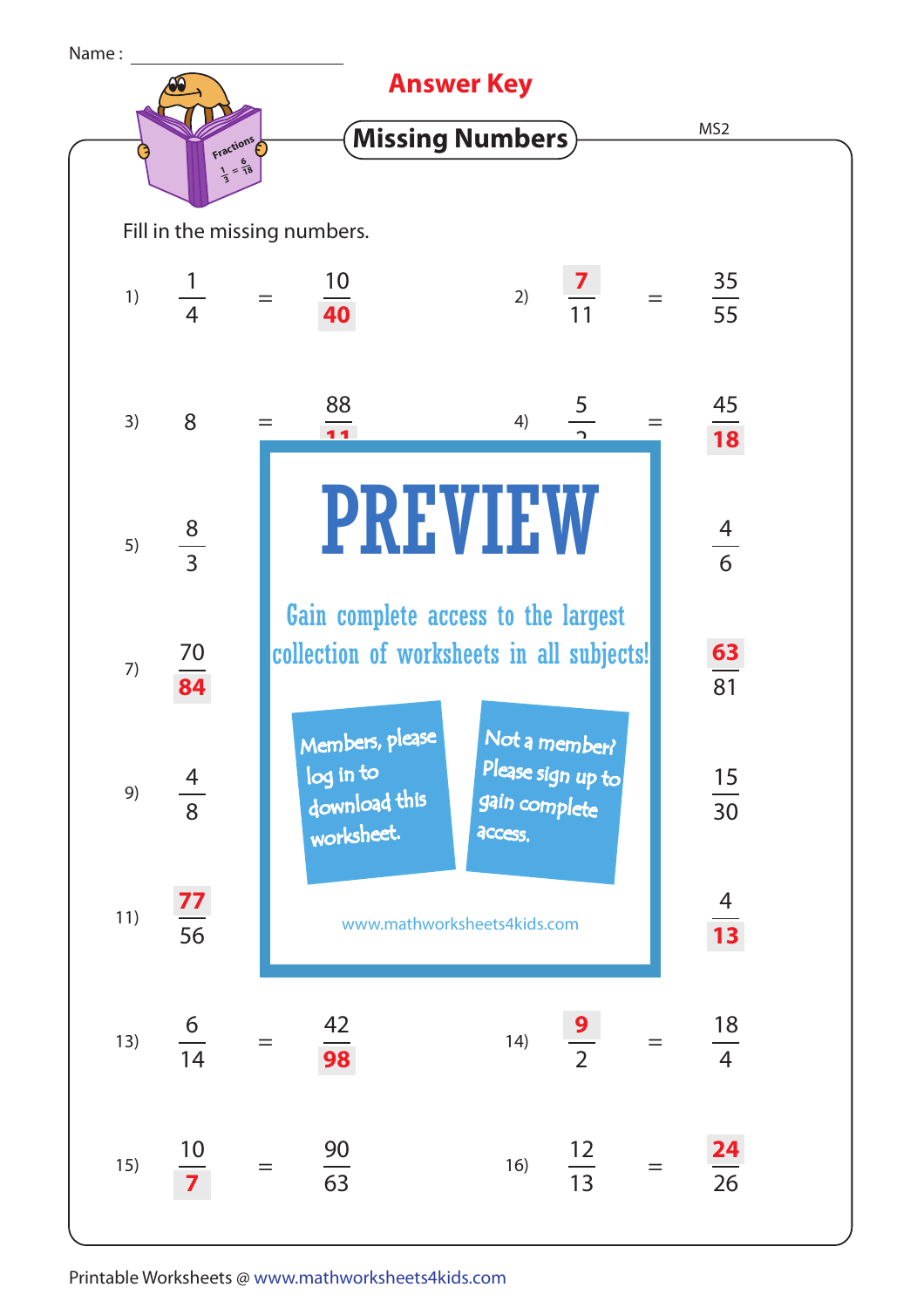Name : ______________________

# Answer Key

## Missing Numbers

MS2

Fill in the missing numbers.

1) $\frac{1}{4} = \frac{10}{\mathbf{40}}$

2) $\frac{\mathbf{7}}{11} = \frac{35}{55}$

3) $8 = \frac{88}{\mathbf{11}}$

4) $\frac{5}{2} = \frac{45}{\mathbf{18}}$

5) $\frac{8}{3}$ ... $\frac{4}{6}$

7) $\frac{70}{\mathbf{84}}$ ... $\frac{\mathbf{63}}{81}$

9) $\frac{4}{8}$ ... $\frac{15}{30}$

11) $\frac{\mathbf{77}}{56}$ ... $\frac{4}{\mathbf{13}}$

PREVIEW

Gain complete access to the largest collection of worksheets in all subjects!

Members, please log in to download this worksheet.

Not a member? Please sign up to gain complete access.

www.mathworksheets4kids.com

13) $\frac{6}{14} = \frac{42}{\mathbf{98}}$

14) $\frac{\mathbf{9}}{2} = \frac{18}{4}$

15) $\frac{10}{\mathbf{7}} = \frac{90}{63}$

16) $\frac{12}{13} = \frac{\mathbf{24}}{26}$

Printable Worksheets @ www.mathworksheets4kids.com